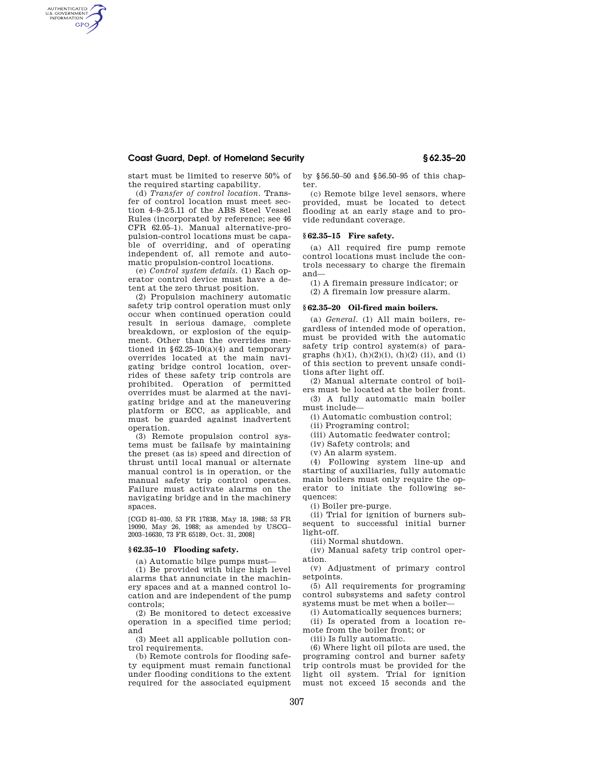start must be limited to reserve 50% of the required starting capability.

(d) *Transfer of control location.* Transfer of control location must meet section 4–9–2/5.11 of the ABS Steel Vessel Rules (incorporated by reference; see 46 CFR 62.05–1). Manual alternative-propulsion-control locations must be capable of overriding, and of operating independent of, all remote and automatic propulsion-control locations.

(e) *Control system details.* (1) Each operator control device must have a detent at the zero thrust position.

(2) Propulsion machinery automatic safety trip control operation must only occur when continued operation could result in serious damage, complete breakdown, or explosion of the equipment. Other than the overrides mentioned in §62.25–10(a)(4) and temporary overrides located at the main navigating bridge control location, overrides of these safety trip controls are prohibited. Operation of permitted overrides must be alarmed at the navigating bridge and at the maneuvering platform or ECC, as applicable, and must be guarded against inadvertent operation.

(3) Remote propulsion control systems must be failsafe by maintaining the preset (as is) speed and direction of thrust until local manual or alternate manual control is in operation, or the manual safety trip control operates. Failure must activate alarms on the navigating bridge and in the machinery spaces.

[CGD 81–030, 53 FR 17838, May 18, 1988; 53 FR 19090, May 26, 1988; as amended by USCG–2003–16630, 73 FR 65189, Oct. 31, 2008]

## § 62.35–10 Flooding safety.

(a) Automatic bilge pumps must—

(1) Be provided with bilge high level alarms that annunciate in the machinery spaces and at a manned control location and are independent of the pump controls;

(2) Be monitored to detect excessive operation in a specified time period; and

(3) Meet all applicable pollution control requirements.

(b) Remote controls for flooding safety equipment must remain functional under flooding conditions to the extent required for the associated equipment by §56.50–50 and §56.50–95 of this chapter.

(c) Remote bilge level sensors, where provided, must be located to detect flooding at an early stage and to provide redundant coverage.

## § 62.35–15 Fire safety.

(a) All required fire pump remote control locations must include the controls necessary to charge the firemain and—

(1) A firemain pressure indicator; or

(2) A firemain low pressure alarm.

## § 62.35–20 Oil-fired main boilers.

(a) *General.* (1) All main boilers, regardless of intended mode of operation, must be provided with the automatic safety trip control system(s) of paragraphs (h)(1), (h)(2)(i), (h)(2) (ii), and (i) of this section to prevent unsafe conditions after light off.

(2) Manual alternate control of boilers must be located at the boiler front.

(3) A fully automatic main boiler must include—

(i) Automatic combustion control;

(ii) Programing control;

(iii) Automatic feedwater control;

(iv) Safety controls; and

(v) An alarm system.

(4) Following system line-up and starting of auxiliaries, fully automatic main boilers must only require the operator to initiate the following sequences:

(i) Boiler pre-purge.

(ii) Trial for ignition of burners subsequent to successful initial burner light-off.

(iii) Normal shutdown.

(iv) Manual safety trip control operation.

(v) Adjustment of primary control setpoints.

(5) All requirements for programing control subsystems and safety control systems must be met when a boiler—

(i) Automatically sequences burners;

(ii) Is operated from a location remote from the boiler front; or

(iii) Is fully automatic.

(6) Where light oil pilots are used, the programing control and burner safety trip controls must be provided for the light oil system. Trial for ignition must not exceed 15 seconds and the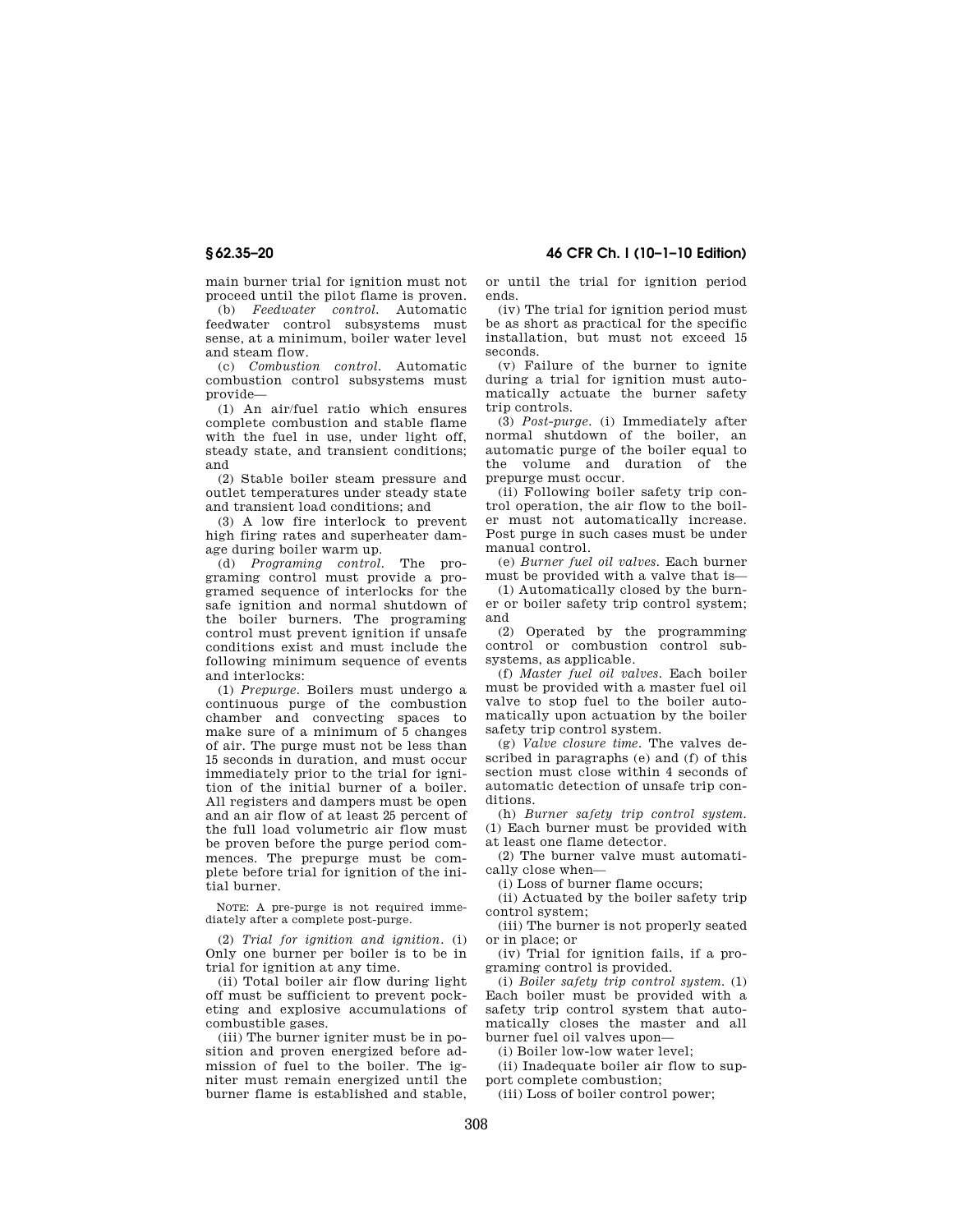main burner trial for ignition must not proceed until the pilot flame is proven.

(b) *Feedwater control.* Automatic feedwater control subsystems must sense, at a minimum, boiler water level and steam flow.

(c) *Combustion control.* Automatic combustion control subsystems must provide—

(1) An air/fuel ratio which ensures complete combustion and stable flame with the fuel in use, under light off, steady state, and transient conditions; and

(2) Stable boiler steam pressure and outlet temperatures under steady state and transient load conditions; and

(3) A low fire interlock to prevent high firing rates and superheater damage during boiler warm up.

(d) *Programing control.* The programing control must provide a programed sequence of interlocks for the safe ignition and normal shutdown of the boiler burners. The programing control must prevent ignition if unsafe conditions exist and must include the following minimum sequence of events and interlocks:

(1) *Prepurge.* Boilers must undergo a continuous purge of the combustion chamber and convecting spaces to make sure of a minimum of 5 changes of air. The purge must not be less than 15 seconds in duration, and must occur immediately prior to the trial for ignition of the initial burner of a boiler. All registers and dampers must be open and an air flow of at least 25 percent of the full load volumetric air flow must be proven before the purge period commences. The prepurge must be complete before trial for ignition of the initial burner.

NOTE: A pre-purge is not required immediately after a complete post-purge.

(2) *Trial for ignition and ignition.* (i) Only one burner per boiler is to be in trial for ignition at any time.

(ii) Total boiler air flow during light off must be sufficient to prevent pocketing and explosive accumulations of combustible gases.

(iii) The burner igniter must be in position and proven energized before admission of fuel to the boiler. The igniter must remain energized until the burner flame is established and stable, or until the trial for ignition period ends.

(iv) The trial for ignition period must be as short as practical for the specific installation, but must not exceed 15 seconds.

(v) Failure of the burner to ignite during a trial for ignition must automatically actuate the burner safety trip controls.

(3) *Post-purge.* (i) Immediately after normal shutdown of the boiler, an automatic purge of the boiler equal to the volume and duration of the prepurge must occur.

(ii) Following boiler safety trip control operation, the air flow to the boiler must not automatically increase. Post purge in such cases must be under manual control.

(e) *Burner fuel oil valves.* Each burner must be provided with a valve that is—

(1) Automatically closed by the burner or boiler safety trip control system; and

(2) Operated by the programming control or combustion control subsystems, as applicable.

(f) *Master fuel oil valves.* Each boiler must be provided with a master fuel oil valve to stop fuel to the boiler automatically upon actuation by the boiler safety trip control system.

(g) *Valve closure time.* The valves described in paragraphs (e) and (f) of this section must close within 4 seconds of automatic detection of unsafe trip conditions.

(h) *Burner safety trip control system.* (1) Each burner must be provided with at least one flame detector.

(2) The burner valve must automatically close when—

(i) Loss of burner flame occurs;

(ii) Actuated by the boiler safety trip control system;

(iii) The burner is not properly seated or in place; or

(iv) Trial for ignition fails, if a programing control is provided.

(i) *Boiler safety trip control system.* (1) Each boiler must be provided with a safety trip control system that automatically closes the master and all burner fuel oil valves upon—

(i) Boiler low-low water level;

(ii) Inadequate boiler air flow to support complete combustion;

(iii) Loss of boiler control power;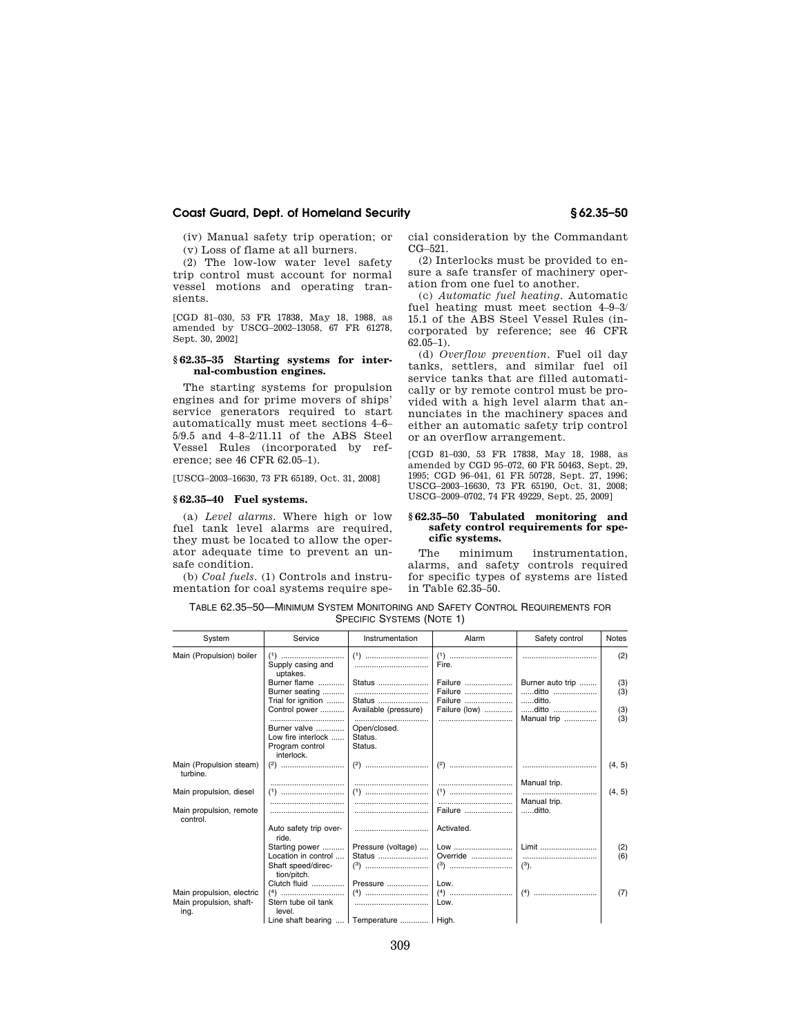(iv) Manual safety trip operation; or

(v) Loss of flame at all burners.

(2) The low-low water level safety trip control must account for normal vessel motions and operating transients.

[CGD 81–030, 53 FR 17838, May 18, 1988, as amended by USCG–2002–13058, 67 FR 61278, Sept. 30, 2002]

### § 62.35–35 Starting systems for internal-combustion engines.

The starting systems for propulsion engines and for prime movers of ships' service generators required to start automatically must meet sections 4–6–5/9.5 and 4–8–2/11.11 of the ABS Steel Vessel Rules (incorporated by reference; see 46 CFR 62.05–1).

[USCG–2003–16630, 73 FR 65189, Oct. 31, 2008]

### § 62.35–40 Fuel systems.

(a) *Level alarms.* Where high or low fuel tank level alarms are required, they must be located to allow the operator adequate time to prevent an unsafe condition.

(b) *Coal fuels.* (1) Controls and instrumentation for coal systems require special consideration by the Commandant CG–521.

(2) Interlocks must be provided to ensure a safe transfer of machinery operation from one fuel to another.

(c) *Automatic fuel heating.* Automatic fuel heating must meet section 4–9–3/15.1 of the ABS Steel Vessel Rules (incorporated by reference; see 46 CFR 62.05–1).

(d) *Overflow prevention.* Fuel oil day tanks, settlers, and similar fuel oil service tanks that are filled automatically or by remote control must be provided with a high level alarm that annunciates in the machinery spaces and either an automatic safety trip control or an overflow arrangement.

[CGD 81–030, 53 FR 17838, May 18, 1988, as amended by CGD 95–072, 60 FR 50463, Sept. 29, 1995; CGD 96–041, 61 FR 50728, Sept. 27, 1996; USCG–2003–16630, 73 FR 65190, Oct. 31, 2008; USCG–2009–0702, 74 FR 49229, Sept. 25, 2009]

### § 62.35–50 Tabulated monitoring and safety control requirements for specific systems.

The minimum instrumentation, alarms, and safety controls required for specific types of systems are listed in Table 62.35–50.

TABLE 62.35–50—MINIMUM SYSTEM MONITORING AND SAFETY CONTROL REQUIREMENTS FOR SPECIFIC SYSTEMS (NOTE 1)

| System | Service | Instrumentation | Alarm | Safety control | Notes |
|---|---|---|---|---|---|
| Main (Propulsion) boiler | (1) | (1) | (1) | | (2) |
| | Supply casing and uptakes. | | Fire. | | |
| | Burner flame | Status | Failure | Burner auto trip | (3) |
| | Burner seating | | Failure | ......ditto | (3) |
| | Trial for ignition | Status | Failure | ......ditto. | |
| | Control power | Available (pressure) | Failure (low) | ......ditto | (3) |
| | | | | Manual trip | (3) |
| | Burner valve | Open/closed. | | | |
| | Low fire interlock | Status. | | | |
| | Program control interlock. | Status. | | | |
| Main (Propulsion steam) turbine. | (2) | (2) | (2) | | (4, 5) |
| | | | | Manual trip. | |
| Main propulsion, diesel | (1) | (1) | (1) | | (4, 5) |
| | | | | Manual trip. | |
| Main propulsion, remote control. | | | Failure | ......ditto. | |
| | Auto safety trip override. | | Activated. | | |
| | Starting power | Pressure (voltage) | Low | Limit | (2) |
| | Location in control | Status | Override | | (6) |
| | Shaft speed/direction/pitch. | (3) | (3) | (3). | |
| | Clutch fluid | Pressure | Low. | | |
| Main propulsion, electric | (4) | (4) | (4) | (4) | (7) |
| Main propulsion, shafting. | Stern tube oil tank level. | | Low. | | |
| | Line shaft bearing | Temperature | High. | | |